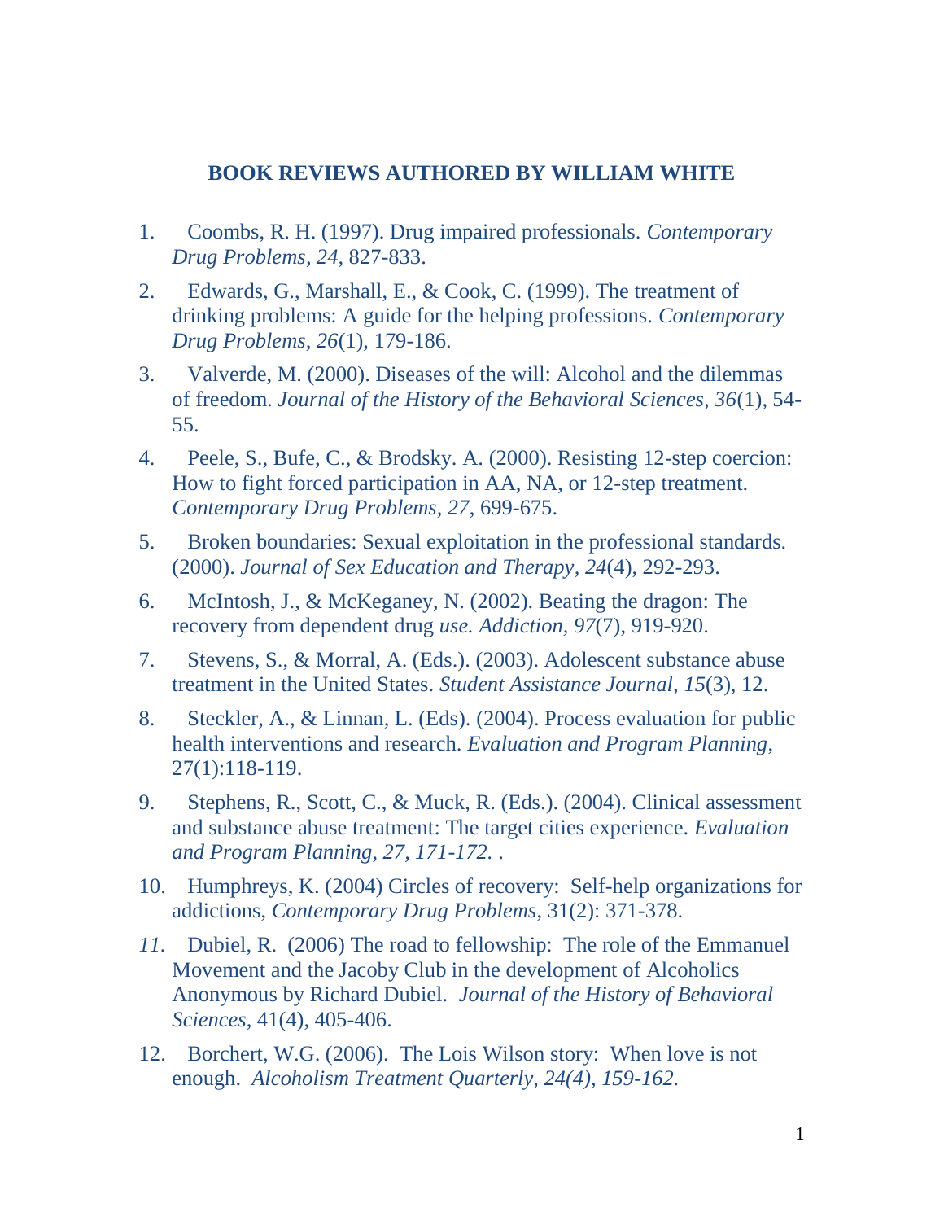# BOOK REVIEWS AUTHORED BY WILLIAM WHITE

1. Coombs, R. H. (1997). Drug impaired professionals. *Contemporary Drug Problems, 24,* 827-833.
2. Edwards, G., Marshall, E., & Cook, C. (1999). The treatment of drinking problems: A guide for the helping professions. *Contemporary Drug Problems, 26*(1), 179-186.
3. Valverde, M. (2000). Diseases of the will: Alcohol and the dilemmas of freedom. *Journal of the History of the Behavioral Sciences, 36*(1), 54-55.
4. Peele, S., Bufe, C., & Brodsky. A. (2000). Resisting 12-step coercion: How to fight forced participation in AA, NA, or 12-step treatment. *Contemporary Drug Problems, 27*, 699-675.
5. Broken boundaries: Sexual exploitation in the professional standards. (2000). *Journal of Sex Education and Therapy, 24*(4), 292-293.
6. McIntosh, J., & McKeganey, N. (2002). Beating the dragon: The recovery from dependent drug *use. Addiction, 97*(7), 919-920.
7. Stevens, S., & Morral, A. (Eds.). (2003). Adolescent substance abuse treatment in the United States. *Student Assistance Journal, 15*(3), 12.
8. Steckler, A., & Linnan, L. (Eds). (2004). Process evaluation for public health interventions and research. *Evaluation and Program Planning*, 27(1):118-119.
9. Stephens, R., Scott, C., & Muck, R. (Eds.). (2004). Clinical assessment and substance abuse treatment: The target cities experience. *Evaluation and Program Planning, 27, 171-172.* .
10. Humphreys, K. (2004) Circles of recovery: Self-help organizations for addictions, *Contemporary Drug Problems*, 31(2): 371-378.
11. Dubiel, R. (2006) The road to fellowship: The role of the Emmanuel Movement and the Jacoby Club in the development of Alcoholics Anonymous by Richard Dubiel. *Journal of the History of Behavioral Sciences*, 41(4), 405-406.
12. Borchert, W.G. (2006). The Lois Wilson story: When love is not enough. *Alcoholism Treatment Quarterly, 24(4), 159-162.*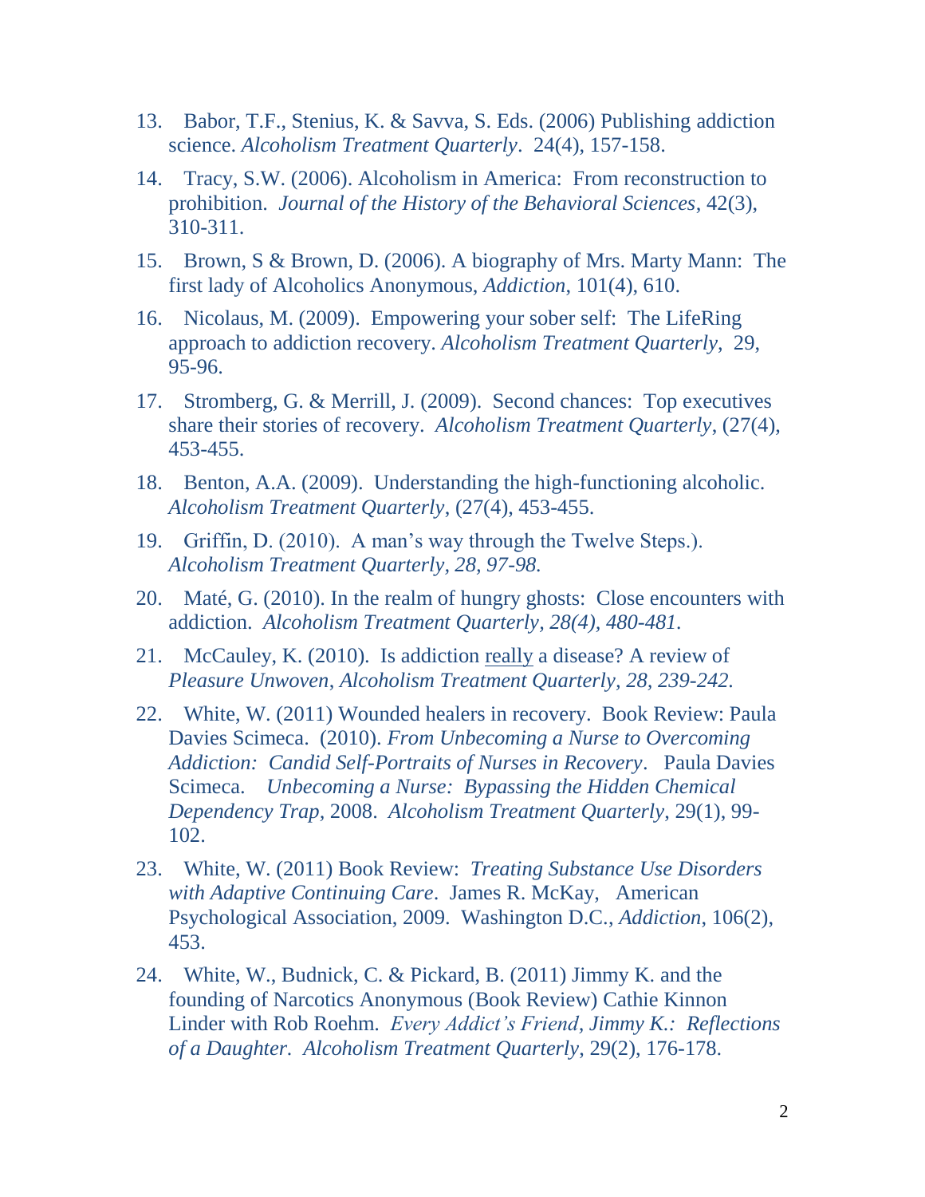13. Babor, T.F., Stenius, K. & Savva, S. Eds. (2006) Publishing addiction science. *Alcoholism Treatment Quarterly*. 24(4), 157-158.

14. Tracy, S.W. (2006). Alcoholism in America: From reconstruction to prohibition. *Journal of the History of the Behavioral Sciences*, 42(3), 310-311.

15. Brown, S & Brown, D. (2006). A biography of Mrs. Marty Mann: The first lady of Alcoholics Anonymous, *Addiction*, 101(4), 610.

16. Nicolaus, M. (2009). Empowering your sober self: The LifeRing approach to addiction recovery. *Alcoholism Treatment Quarterly*, 29, 95-96.

17. Stromberg, G. & Merrill, J. (2009). Second chances: Top executives share their stories of recovery. *Alcoholism Treatment Quarterly*, (27(4), 453-455.

18. Benton, A.A. (2009). Understanding the high-functioning alcoholic. *Alcoholism Treatment Quarterly*, (27(4), 453-455.

19. Griffin, D. (2010). A man's way through the Twelve Steps.). *Alcoholism Treatment Quarterly, 28, 97-98.*

20. Maté, G. (2010). In the realm of hungry ghosts: Close encounters with addiction. *Alcoholism Treatment Quarterly, 28(4), 480-481.*

21. McCauley, K. (2010). Is addiction <u>really</u> a disease? A review of *Pleasure Unwoven*, *Alcoholism Treatment Quarterly, 28, 239-242.*

22. White, W. (2011) Wounded healers in recovery. Book Review: Paula Davies Scimeca. (2010). *From Unbecoming a Nurse to Overcoming Addiction: Candid Self-Portraits of Nurses in Recovery*. Paula Davies Scimeca. *Unbecoming a Nurse: Bypassing the Hidden Chemical Dependency Trap*, 2008. *Alcoholism Treatment Quarterly*, 29(1), 99-102.

23. White, W. (2011) Book Review: *Treating Substance Use Disorders with Adaptive Continuing Care*. James R. McKay, American Psychological Association, 2009. Washington D.C., *Addiction*, 106(2), 453.

24. White, W., Budnick, C. & Pickard, B. (2011) Jimmy K. and the founding of Narcotics Anonymous (Book Review) Cathie Kinnon Linder with Rob Roehm. *Every Addict's Friend, Jimmy K.: Reflections of a Daughter. Alcoholism Treatment Quarterly*, 29(2), 176-178.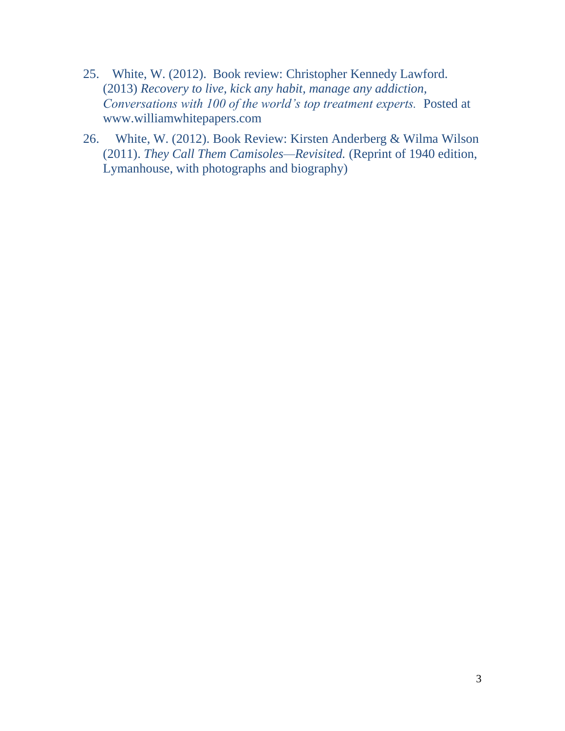25. White, W. (2012). Book review: Christopher Kennedy Lawford. (2013) *Recovery to live, kick any habit, manage any addiction, Conversations with 100 of the world's top treatment experts.* Posted at www.williamwhitepapers.com

26. White, W. (2012). Book Review: Kirsten Anderberg & Wilma Wilson (2011). *They Call Them Camisoles—Revisited.* (Reprint of 1940 edition, Lymanhouse, with photographs and biography)